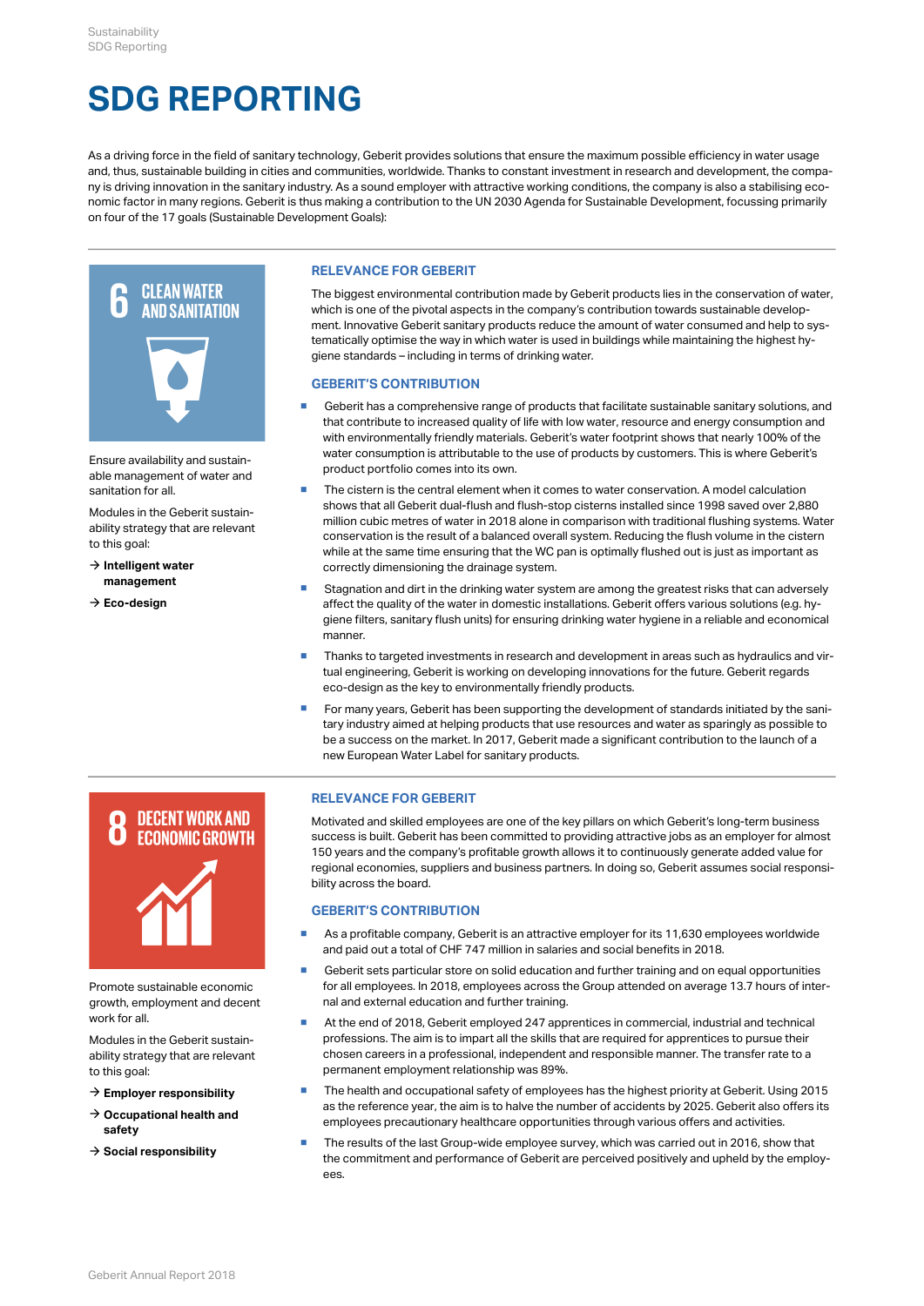# SDG REPORTING

As a driving force in the field of sanitary technology, Geberit provides solutions that ensure the maximum possible efficiency in water usage and, thus, sustainable building in cities and communities, worldwide. Thanks to constant investment in research and development, the company is driving innovation in the sanitary industry. As a sound employer with attractive working conditions, the company is also a stabilising economic factor in many regions. Geberit is thus making a contribution to the UN 2030 Agenda for Sustainable Development, focussing primarily on four of the 17 goals (Sustainable Development Goals):

## 6 CLEAN WATER AND SANITATION

Ensure availability and sustainable management of water and sanitation for all.

Modules in the Geberit sustainability strategy that are relevant to this goal:

→ **Intelligent water management**

→ **Eco-design**

### RELEVANCE FOR GEBERIT

The biggest environmental contribution made by Geberit products lies in the conservation of water, which is one of the pivotal aspects in the company's contribution towards sustainable development. Innovative Geberit sanitary products reduce the amount of water consumed and help to systematically optimise the way in which water is used in buildings while maintaining the highest hygiene standards – including in terms of drinking water.

### GEBERIT'S CONTRIBUTION

- Geberit has a comprehensive range of products that facilitate sustainable sanitary solutions, and that contribute to increased quality of life with low water, resource and energy consumption and with environmentally friendly materials. Geberit's water footprint shows that nearly 100% of the water consumption is attributable to the use of products by customers. This is where Geberit's product portfolio comes into its own.
- The cistern is the central element when it comes to water conservation. A model calculation shows that all Geberit dual-flush and flush-stop cisterns installed since 1998 saved over 2,880 million cubic metres of water in 2018 alone in comparison with traditional flushing systems. Water conservation is the result of a balanced overall system. Reducing the flush volume in the cistern while at the same time ensuring that the WC pan is optimally flushed out is just as important as correctly dimensioning the drainage system.
- Stagnation and dirt in the drinking water system are among the greatest risks that can adversely affect the quality of the water in domestic installations. Geberit offers various solutions (e.g. hygiene filters, sanitary flush units) for ensuring drinking water hygiene in a reliable and economical manner.
- Thanks to targeted investments in research and development in areas such as hydraulics and virtual engineering, Geberit is working on developing innovations for the future. Geberit regards eco-design as the key to environmentally friendly products.
- For many years, Geberit has been supporting the development of standards initiated by the sanitary industry aimed at helping products that use resources and water as sparingly as possible to be a success on the market. In 2017, Geberit made a significant contribution to the launch of a new European Water Label for sanitary products.

## 8 DECENT WORK AND ECONOMIC GROWTH

Promote sustainable economic growth, employment and decent work for all.

Modules in the Geberit sustainability strategy that are relevant to this goal:

→ **Employer responsibility**

→ **Occupational health and safety**

→ **Social responsibility**

### RELEVANCE FOR GEBERIT

Motivated and skilled employees are one of the key pillars on which Geberit's long-term business success is built. Geberit has been committed to providing attractive jobs as an employer for almost 150 years and the company's profitable growth allows it to continuously generate added value for regional economies, suppliers and business partners. In doing so, Geberit assumes social responsibility across the board.

### GEBERIT'S CONTRIBUTION

- As a profitable company, Geberit is an attractive employer for its 11,630 employees worldwide and paid out a total of CHF 747 million in salaries and social benefits in 2018.
- Geberit sets particular store on solid education and further training and on equal opportunities for all employees. In 2018, employees across the Group attended on average 13.7 hours of internal and external education and further training.
- At the end of 2018, Geberit employed 247 apprentices in commercial, industrial and technical professions. The aim is to impart all the skills that are required for apprentices to pursue their chosen careers in a professional, independent and responsible manner. The transfer rate to a permanent employment relationship was 89%.
- The health and occupational safety of employees has the highest priority at Geberit. Using 2015 as the reference year, the aim is to halve the number of accidents by 2025. Geberit also offers its employees precautionary healthcare opportunities through various offers and activities.
- The results of the last Group-wide employee survey, which was carried out in 2016, show that the commitment and performance of Geberit are perceived positively and upheld by the employees.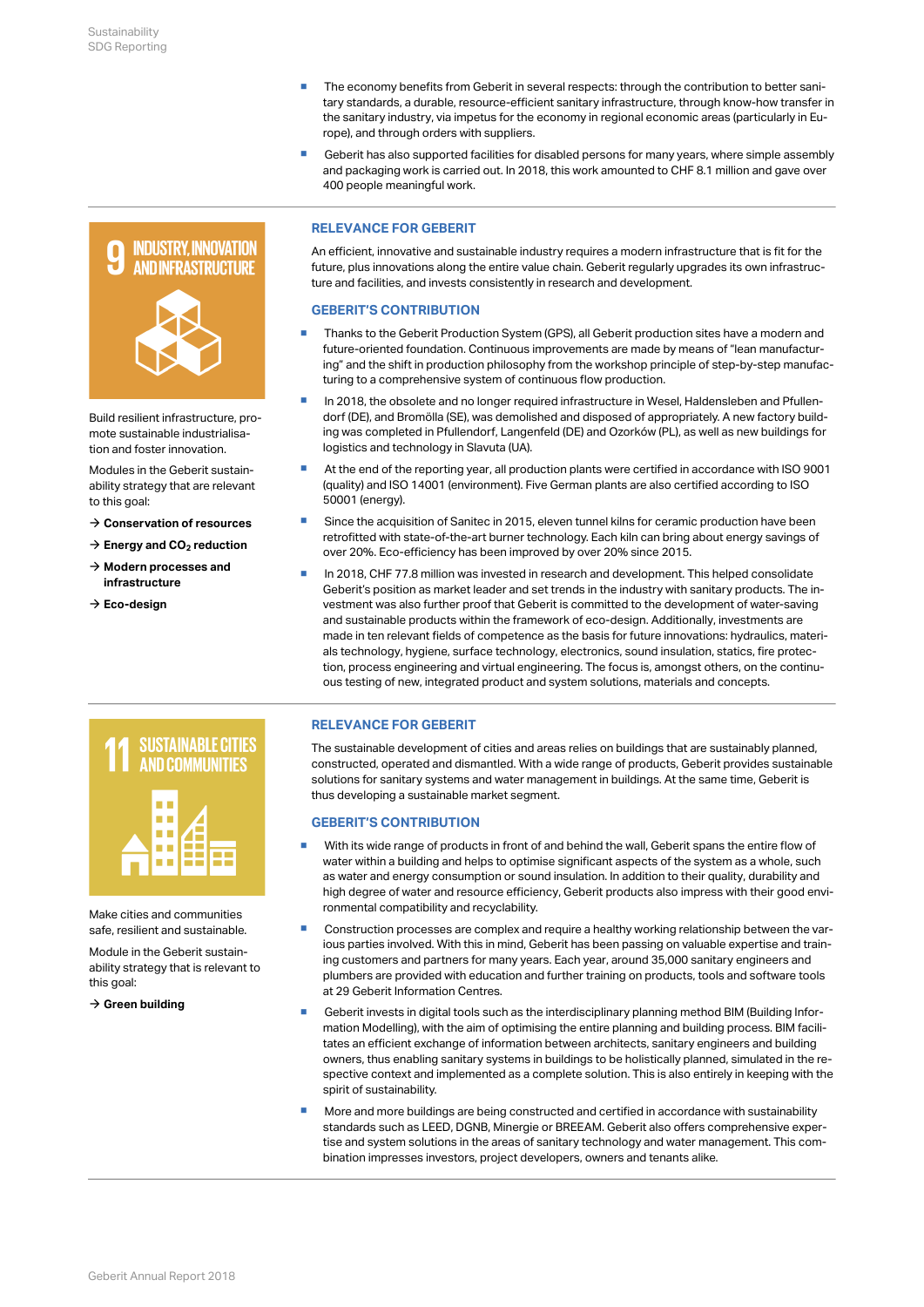- The economy benefits from Geberit in several respects: through the contribution to better sanitary standards, a durable, resource-efficient sanitary infrastructure, through know-how transfer in the sanitary industry, via impetus for the economy in regional economic areas (particularly in Europe), and through orders with suppliers.
- Geberit has also supported facilities for disabled persons for many years, where simple assembly and packaging work is carried out. In 2018, this work amounted to CHF 8.1 million and gave over 400 people meaningful work.

---

**9 INDUSTRY, INNOVATION AND INFRASTRUCTURE**

Build resilient infrastructure, promote sustainable industrialisation and foster innovation.

Modules in the Geberit sustainability strategy that are relevant to this goal:

→ **Conservation of resources**

→ **Energy and $CO_2$ reduction**

→ **Modern processes and infrastructure**

→ **Eco-design**

## RELEVANCE FOR GEBERIT

An efficient, innovative and sustainable industry requires a modern infrastructure that is fit for the future, plus innovations along the entire value chain. Geberit regularly upgrades its own infrastructure and facilities, and invests consistently in research and development.

## GEBERIT'S CONTRIBUTION

- Thanks to the Geberit Production System (GPS), all Geberit production sites have a modern and future-oriented foundation. Continuous improvements are made by means of "lean manufacturing" and the shift in production philosophy from the workshop principle of step-by-step manufacturing to a comprehensive system of continuous flow production.
- In 2018, the obsolete and no longer required infrastructure in Wesel, Haldensleben and Pfullendorf (DE), and Bromölla (SE), was demolished and disposed of appropriately. A new factory building was completed in Pfullendorf, Langenfeld (DE) and Ozorków (PL), as well as new buildings for logistics and technology in Slavuta (UA).
- At the end of the reporting year, all production plants were certified in accordance with ISO 9001 (quality) and ISO 14001 (environment). Five German plants are also certified according to ISO 50001 (energy).
- Since the acquisition of Sanitec in 2015, eleven tunnel kilns for ceramic production have been retrofitted with state-of-the-art burner technology. Each kiln can bring about energy savings of over 20%. Eco-efficiency has been improved by over 20% since 2015.
- In 2018, CHF 77.8 million was invested in research and development. This helped consolidate Geberit's position as market leader and set trends in the industry with sanitary products. The investment was also further proof that Geberit is committed to the development of water-saving and sustainable products within the framework of eco-design. Additionally, investments are made in ten relevant fields of competence as the basis for future innovations: hydraulics, materials technology, hygiene, surface technology, electronics, sound insulation, statics, fire protection, process engineering and virtual engineering. The focus is, amongst others, on the continuous testing of new, integrated product and system solutions, materials and concepts.

---

**11 SUSTAINABLE CITIES AND COMMUNITIES**

Make cities and communities safe, resilient and sustainable.

Module in the Geberit sustainability strategy that is relevant to this goal:

→ **Green building**

## RELEVANCE FOR GEBERIT

The sustainable development of cities and areas relies on buildings that are sustainably planned, constructed, operated and dismantled. With a wide range of products, Geberit provides sustainable solutions for sanitary systems and water management in buildings. At the same time, Geberit is thus developing a sustainable market segment.

## GEBERIT'S CONTRIBUTION

- With its wide range of products in front of and behind the wall, Geberit spans the entire flow of water within a building and helps to optimise significant aspects of the system as a whole, such as water and energy consumption or sound insulation. In addition to their quality, durability and high degree of water and resource efficiency, Geberit products also impress with their good environmental compatibility and recyclability.
- Construction processes are complex and require a healthy working relationship between the various parties involved. With this in mind, Geberit has been passing on valuable expertise and training customers and partners for many years. Each year, around 35,000 sanitary engineers and plumbers are provided with education and further training on products, tools and software tools at 29 Geberit Information Centres.
- Geberit invests in digital tools such as the interdisciplinary planning method BIM (Building Information Modelling), with the aim of optimising the entire planning and building process. BIM facilitates an efficient exchange of information between architects, sanitary engineers and building owners, thus enabling sanitary systems in buildings to be holistically planned, simulated in the respective context and implemented as a complete solution. This is also entirely in keeping with the spirit of sustainability.
- More and more buildings are being constructed and certified in accordance with sustainability standards such as LEED, DGNB, Minergie or BREEAM. Geberit also offers comprehensive expertise and system solutions in the areas of sanitary technology and water management. This combination impresses investors, project developers, owners and tenants alike.